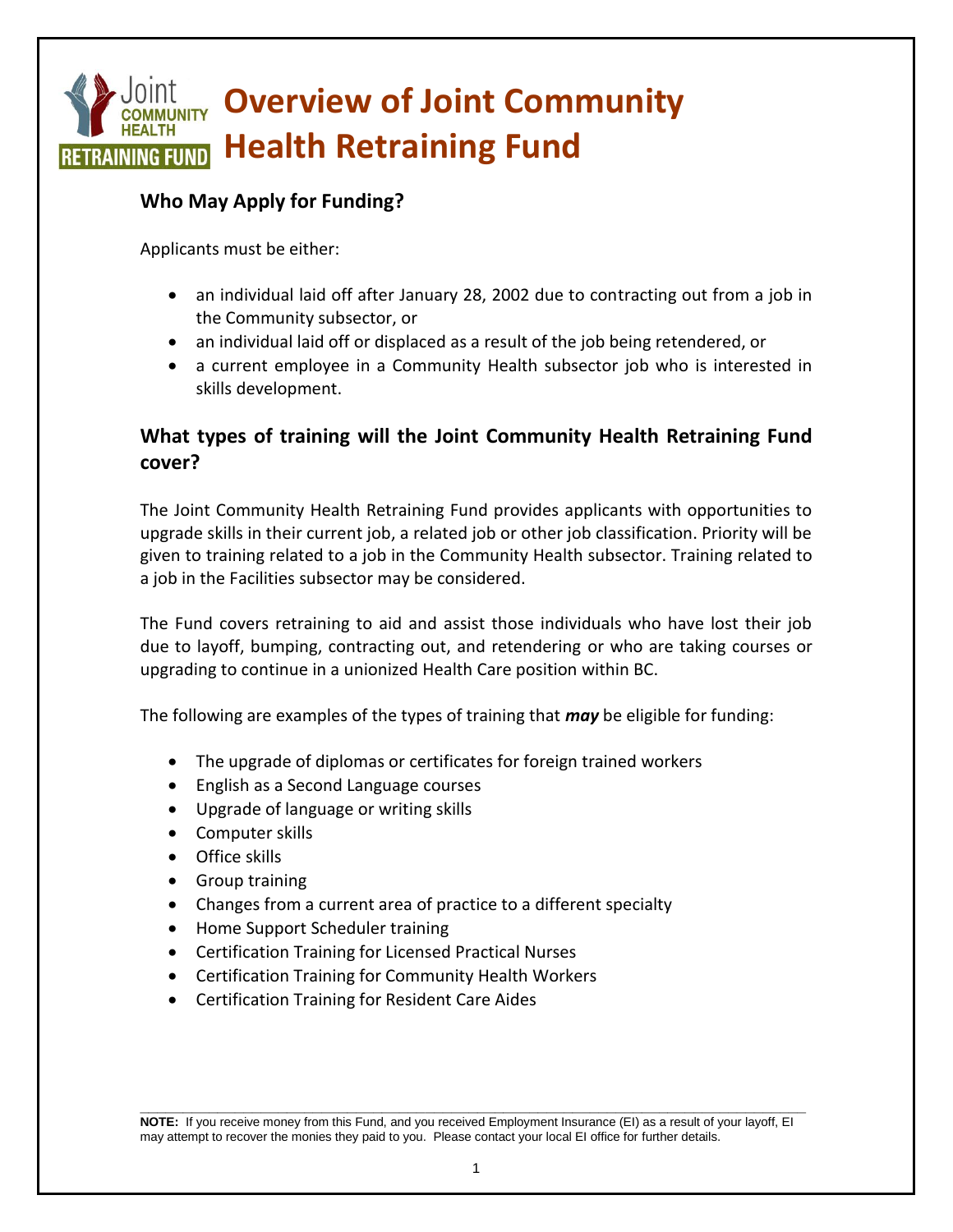# Overview of Joint Community Health Retraining Fund

## Who May Apply for Funding?

Applicants must be either:

- an individual laid off after January 28, 2002 due to contracting out from a job in the Community subsector, or
- an individual laid off or displaced as a result of the job being retendered, or
- a current employee in a Community Health subsector job who is interested in skills development.

## What types of training will the Joint Community Health Retraining Fund cover?

The Joint Community Health Retraining Fund provides applicants with opportunities to upgrade skills in their current job, a related job or other job classification. Priority will be given to training related to a job in the Community Health subsector. Training related to a job in the Facilities subsector may be considered.

The Fund covers retraining to aid and assist those individuals who have lost their job due to layoff, bumping, contracting out, and retendering or who are taking courses or upgrading to continue in a unionized Health Care position within BC.

The following are examples of the types of training that ***may*** be eligible for funding:

- The upgrade of diplomas or certificates for foreign trained workers
- English as a Second Language courses
- Upgrade of language or writing skills
- Computer skills
- Office skills
- Group training
- Changes from a current area of practice to a different specialty
- Home Support Scheduler training
- Certification Training for Licensed Practical Nurses
- Certification Training for Community Health Workers
- Certification Training for Resident Care Aides

**NOTE:** If you receive money from this Fund, and you received Employment Insurance (EI) as a result of your layoff, EI may attempt to recover the monies they paid to you. Please contact your local EI office for further details.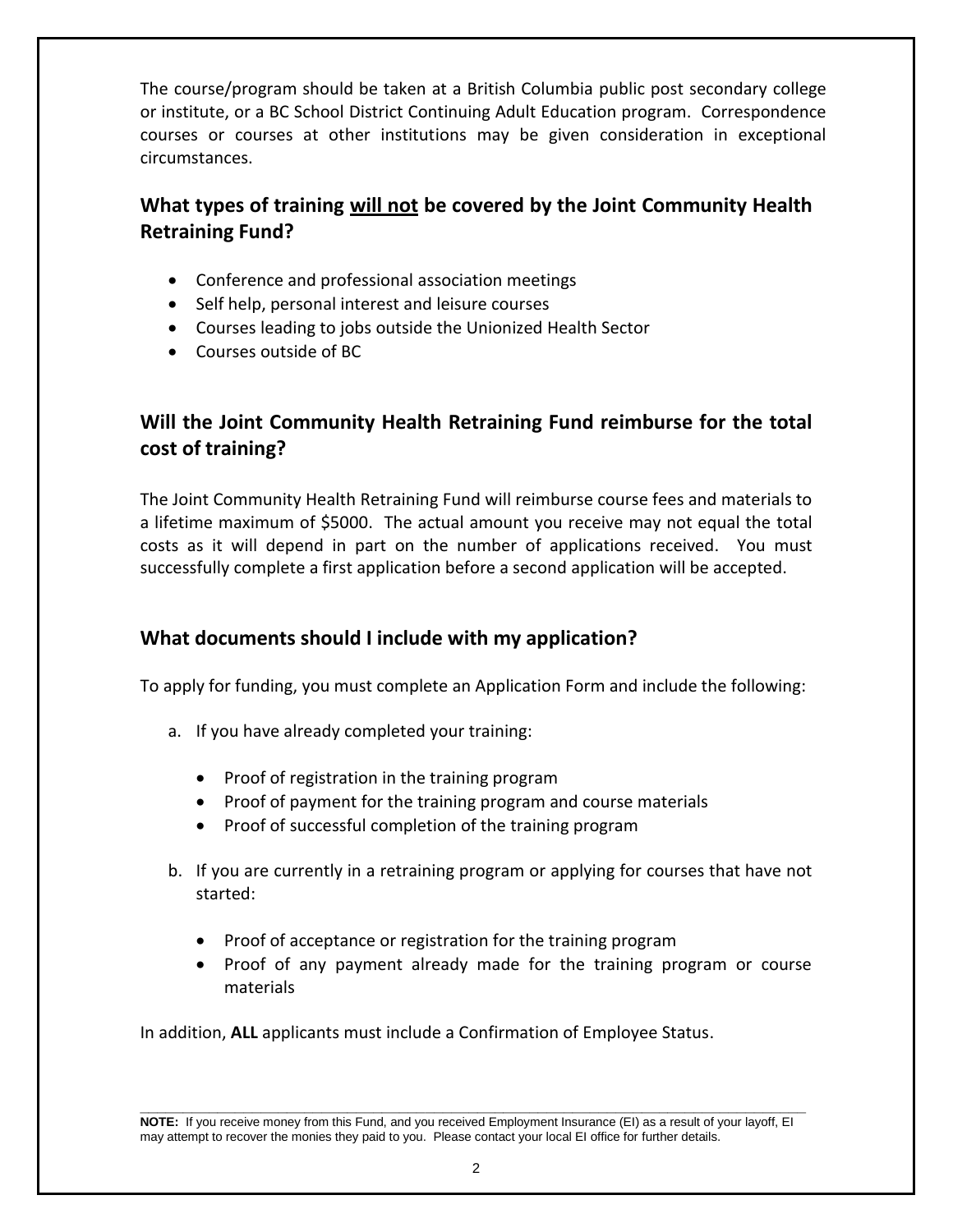The course/program should be taken at a British Columbia public post secondary college or institute, or a BC School District Continuing Adult Education program. Correspondence courses or courses at other institutions may be given consideration in exceptional circumstances.

## What types of training <u>will not</u> be covered by the Joint Community Health Retraining Fund?

- Conference and professional association meetings
- Self help, personal interest and leisure courses
- Courses leading to jobs outside the Unionized Health Sector
- Courses outside of BC

## Will the Joint Community Health Retraining Fund reimburse for the total cost of training?

The Joint Community Health Retraining Fund will reimburse course fees and materials to a lifetime maximum of $5000. The actual amount you receive may not equal the total costs as it will depend in part on the number of applications received. You must successfully complete a first application before a second application will be accepted.

## What documents should I include with my application?

To apply for funding, you must complete an Application Form and include the following:

a. If you have already completed your training:

   - Proof of registration in the training program
   - Proof of payment for the training program and course materials
   - Proof of successful completion of the training program

b. If you are currently in a retraining program or applying for courses that have not started:

   - Proof of acceptance or registration for the training program
   - Proof of any payment already made for the training program or course materials

In addition, **ALL** applicants must include a Confirmation of Employee Status.

---

**NOTE:** If you receive money from this Fund, and you received Employment Insurance (EI) as a result of your layoff, EI may attempt to recover the monies they paid to you. Please contact your local EI office for further details.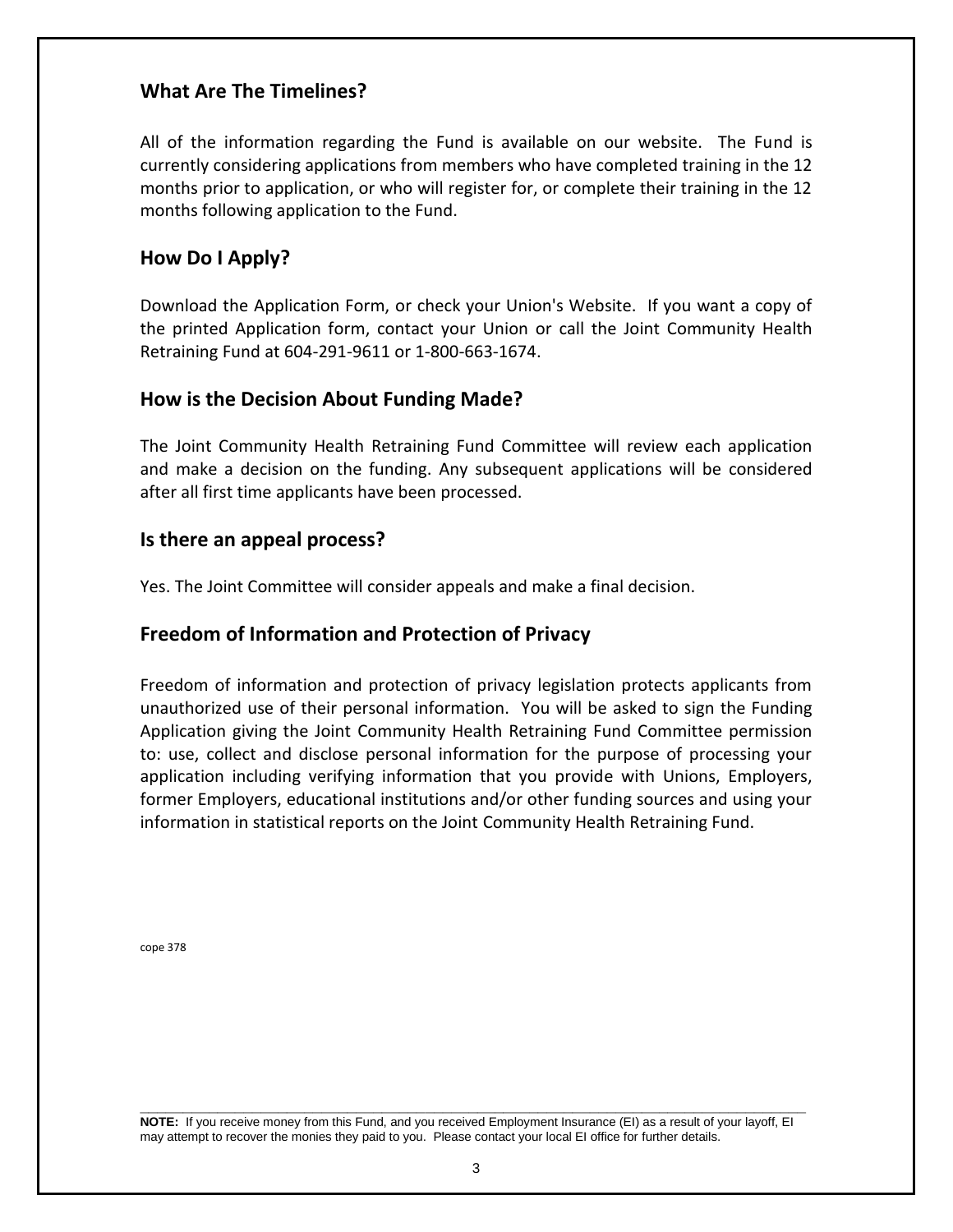## What Are The Timelines?

All of the information regarding the Fund is available on our website. The Fund is currently considering applications from members who have completed training in the 12 months prior to application, or who will register for, or complete their training in the 12 months following application to the Fund.

## How Do I Apply?

Download the Application Form, or check your Union's Website. If you want a copy of the printed Application form, contact your Union or call the Joint Community Health Retraining Fund at 604-291-9611 or 1-800-663-1674.

## How is the Decision About Funding Made?

The Joint Community Health Retraining Fund Committee will review each application and make a decision on the funding. Any subsequent applications will be considered after all first time applicants have been processed.

## Is there an appeal process?

Yes. The Joint Committee will consider appeals and make a final decision.

## Freedom of Information and Protection of Privacy

Freedom of information and protection of privacy legislation protects applicants from unauthorized use of their personal information. You will be asked to sign the Funding Application giving the Joint Community Health Retraining Fund Committee permission to: use, collect and disclose personal information for the purpose of processing your application including verifying information that you provide with Unions, Employers, former Employers, educational institutions and/or other funding sources and using your information in statistical reports on the Joint Community Health Retraining Fund.

cope 378

---

**NOTE:** If you receive money from this Fund, and you received Employment Insurance (EI) as a result of your layoff, EI may attempt to recover the monies they paid to you. Please contact your local EI office for further details.